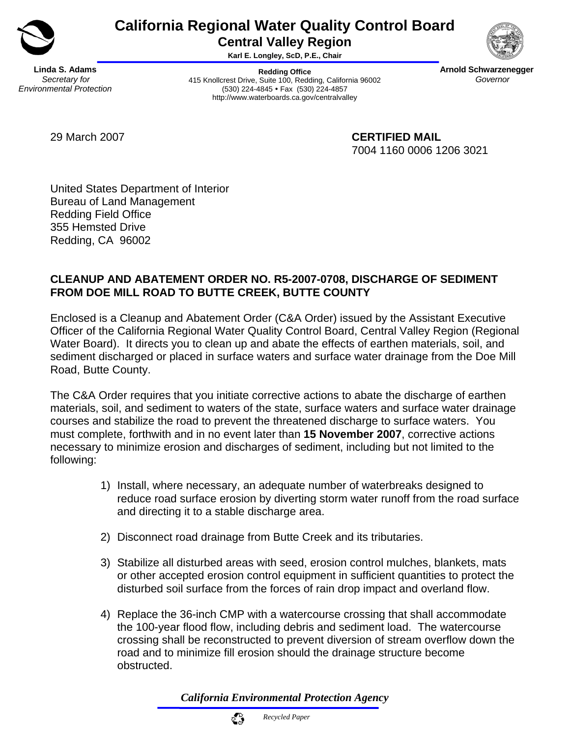# California Regional Water Quality Control Board

## Central Valley Region

**Karl E. Longley, ScD, P.E., Chair**

**Linda S. Adams**
*Secretary for Environmental Protection*

**Redding Office**
415 Knollcrest Drive, Suite 100, Redding, California 96002
(530) 224-4845 • Fax (530) 224-4857
http://www.waterboards.ca.gov/centralvalley

**Arnold Schwarzenegger**
*Governor*

29 March 2007

**CERTIFIED MAIL**
7004 1160 0006 1206 3021

United States Department of Interior
Bureau of Land Management
Redding Field Office
355 Hemsted Drive
Redding, CA 96002

**CLEANUP AND ABATEMENT ORDER NO. R5-2007-0708, DISCHARGE OF SEDIMENT FROM DOE MILL ROAD TO BUTTE CREEK, BUTTE COUNTY**

Enclosed is a Cleanup and Abatement Order (C&A Order) issued by the Assistant Executive Officer of the California Regional Water Quality Control Board, Central Valley Region (Regional Water Board). It directs you to clean up and abate the effects of earthen materials, soil, and sediment discharged or placed in surface waters and surface water drainage from the Doe Mill Road, Butte County.

The C&A Order requires that you initiate corrective actions to abate the discharge of earthen materials, soil, and sediment to waters of the state, surface waters and surface water drainage courses and stabilize the road to prevent the threatened discharge to surface waters. You must complete, forthwith and in no event later than **15 November 2007**, corrective actions necessary to minimize erosion and discharges of sediment, including but not limited to the following:

1) Install, where necessary, an adequate number of waterbreaks designed to reduce road surface erosion by diverting storm water runoff from the road surface and directing it to a stable discharge area.

2) Disconnect road drainage from Butte Creek and its tributaries.

3) Stabilize all disturbed areas with seed, erosion control mulches, blankets, mats or other accepted erosion control equipment in sufficient quantities to protect the disturbed soil surface from the forces of rain drop impact and overland flow.

4) Replace the 36-inch CMP with a watercourse crossing that shall accommodate the 100-year flood flow, including debris and sediment load. The watercourse crossing shall be reconstructed to prevent diversion of stream overflow down the road and to minimize fill erosion should the drainage structure become obstructed.

*California Environmental Protection Agency*

*Recycled Paper*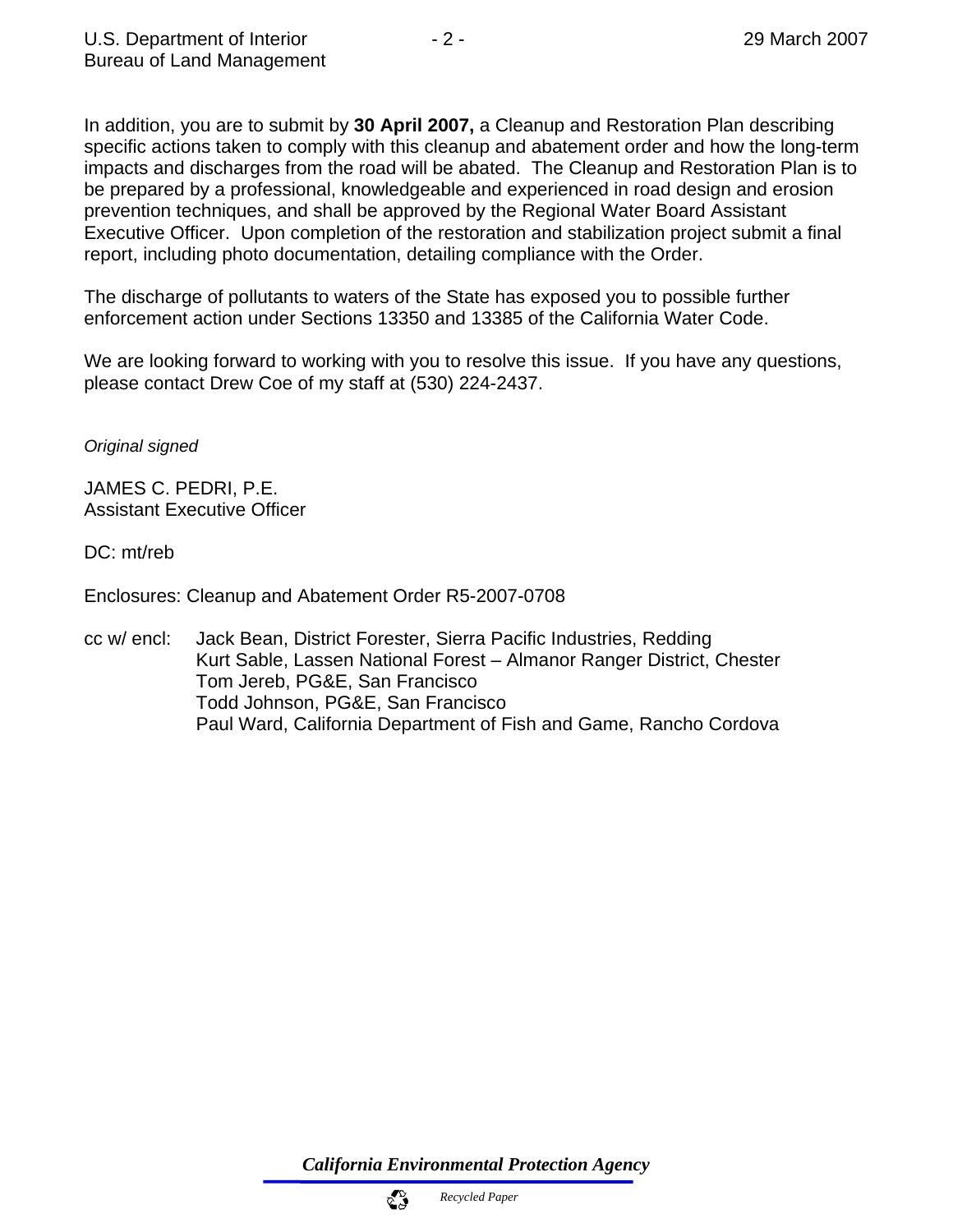In addition, you are to submit by **30 April 2007,** a Cleanup and Restoration Plan describing specific actions taken to comply with this cleanup and abatement order and how the long-term impacts and discharges from the road will be abated. The Cleanup and Restoration Plan is to be prepared by a professional, knowledgeable and experienced in road design and erosion prevention techniques, and shall be approved by the Regional Water Board Assistant Executive Officer. Upon completion of the restoration and stabilization project submit a final report, including photo documentation, detailing compliance with the Order.

The discharge of pollutants to waters of the State has exposed you to possible further enforcement action under Sections 13350 and 13385 of the California Water Code.

We are looking forward to working with you to resolve this issue. If you have any questions, please contact Drew Coe of my staff at (530) 224-2437.

*Original signed*

JAMES C. PEDRI, P.E.
Assistant Executive Officer

DC: mt/reb

Enclosures: Cleanup and Abatement Order R5-2007-0708

cc w/ encl: Jack Bean, District Forester, Sierra Pacific Industries, Redding
Kurt Sable, Lassen National Forest – Almanor Ranger District, Chester
Tom Jereb, PG&E, San Francisco
Todd Johnson, PG&E, San Francisco
Paul Ward, California Department of Fish and Game, Rancho Cordova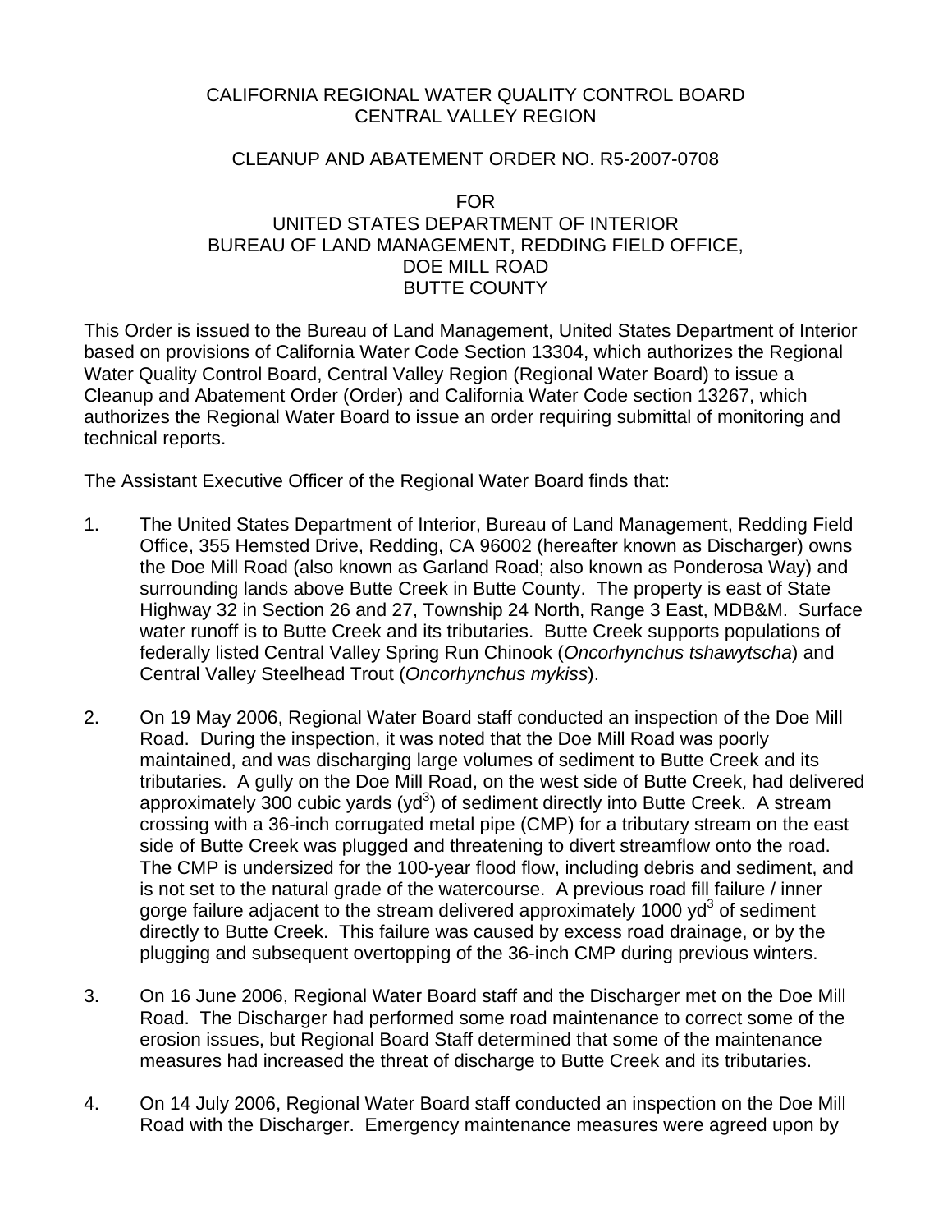CALIFORNIA REGIONAL WATER QUALITY CONTROL BOARD
CENTRAL VALLEY REGION

CLEANUP AND ABATEMENT ORDER NO. R5-2007-0708

FOR
UNITED STATES DEPARTMENT OF INTERIOR
BUREAU OF LAND MANAGEMENT, REDDING FIELD OFFICE,
DOE MILL ROAD
BUTTE COUNTY

This Order is issued to the Bureau of Land Management, United States Department of Interior based on provisions of California Water Code Section 13304, which authorizes the Regional Water Quality Control Board, Central Valley Region (Regional Water Board) to issue a Cleanup and Abatement Order (Order) and California Water Code section 13267, which authorizes the Regional Water Board to issue an order requiring submittal of monitoring and technical reports.

The Assistant Executive Officer of the Regional Water Board finds that:

1. The United States Department of Interior, Bureau of Land Management, Redding Field Office, 355 Hemsted Drive, Redding, CA 96002 (hereafter known as Discharger) owns the Doe Mill Road (also known as Garland Road; also known as Ponderosa Way) and surrounding lands above Butte Creek in Butte County. The property is east of State Highway 32 in Section 26 and 27, Township 24 North, Range 3 East, MDB&M. Surface water runoff is to Butte Creek and its tributaries. Butte Creek supports populations of federally listed Central Valley Spring Run Chinook (*Oncorhynchus tshawytscha*) and Central Valley Steelhead Trout (*Oncorhynchus mykiss*).

2. On 19 May 2006, Regional Water Board staff conducted an inspection of the Doe Mill Road. During the inspection, it was noted that the Doe Mill Road was poorly maintained, and was discharging large volumes of sediment to Butte Creek and its tributaries. A gully on the Doe Mill Road, on the west side of Butte Creek, had delivered approximately 300 cubic yards ($yd^3$) of sediment directly into Butte Creek. A stream crossing with a 36-inch corrugated metal pipe (CMP) for a tributary stream on the east side of Butte Creek was plugged and threatening to divert streamflow onto the road. The CMP is undersized for the 100-year flood flow, including debris and sediment, and is not set to the natural grade of the watercourse. A previous road fill failure / inner gorge failure adjacent to the stream delivered approximately 1000 $yd^3$ of sediment directly to Butte Creek. This failure was caused by excess road drainage, or by the plugging and subsequent overtopping of the 36-inch CMP during previous winters.

3. On 16 June 2006, Regional Water Board staff and the Discharger met on the Doe Mill Road. The Discharger had performed some road maintenance to correct some of the erosion issues, but Regional Board Staff determined that some of the maintenance measures had increased the threat of discharge to Butte Creek and its tributaries.

4. On 14 July 2006, Regional Water Board staff conducted an inspection on the Doe Mill Road with the Discharger. Emergency maintenance measures were agreed upon by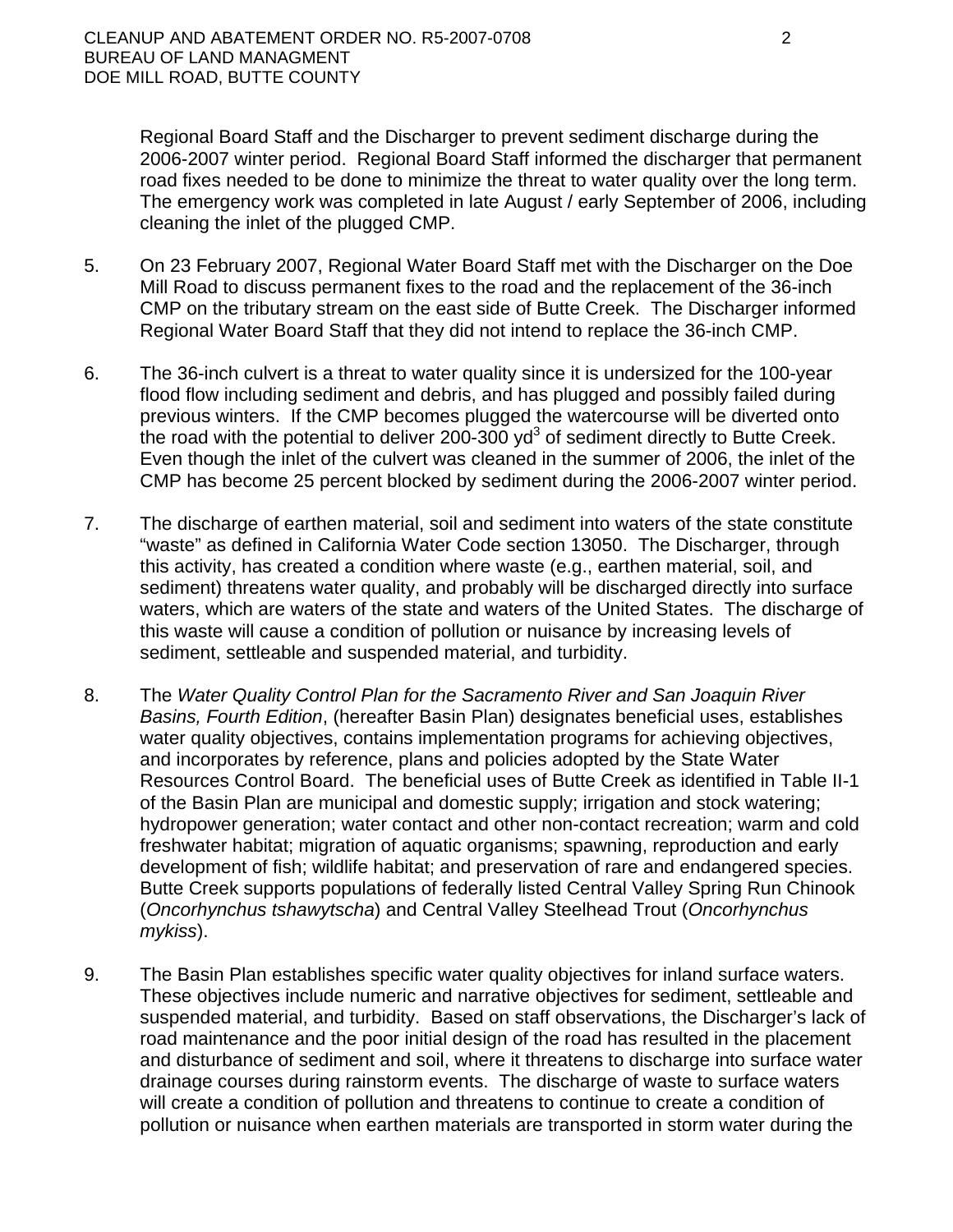Regional Board Staff and the Discharger to prevent sediment discharge during the 2006-2007 winter period. Regional Board Staff informed the discharger that permanent road fixes needed to be done to minimize the threat to water quality over the long term. The emergency work was completed in late August / early September of 2006, including cleaning the inlet of the plugged CMP.

5. On 23 February 2007, Regional Water Board Staff met with the Discharger on the Doe Mill Road to discuss permanent fixes to the road and the replacement of the 36-inch CMP on the tributary stream on the east side of Butte Creek. The Discharger informed Regional Water Board Staff that they did not intend to replace the 36-inch CMP.

6. The 36-inch culvert is a threat to water quality since it is undersized for the 100-year flood flow including sediment and debris, and has plugged and possibly failed during previous winters. If the CMP becomes plugged the watercourse will be diverted onto the road with the potential to deliver 200-300 $yd^3$ of sediment directly to Butte Creek. Even though the inlet of the culvert was cleaned in the summer of 2006, the inlet of the CMP has become 25 percent blocked by sediment during the 2006-2007 winter period.

7. The discharge of earthen material, soil and sediment into waters of the state constitute "waste" as defined in California Water Code section 13050. The Discharger, through this activity, has created a condition where waste (e.g., earthen material, soil, and sediment) threatens water quality, and probably will be discharged directly into surface waters, which are waters of the state and waters of the United States. The discharge of this waste will cause a condition of pollution or nuisance by increasing levels of sediment, settleable and suspended material, and turbidity.

8. The *Water Quality Control Plan for the Sacramento River and San Joaquin River Basins, Fourth Edition*, (hereafter Basin Plan) designates beneficial uses, establishes water quality objectives, contains implementation programs for achieving objectives, and incorporates by reference, plans and policies adopted by the State Water Resources Control Board. The beneficial uses of Butte Creek as identified in Table II-1 of the Basin Plan are municipal and domestic supply; irrigation and stock watering; hydropower generation; water contact and other non-contact recreation; warm and cold freshwater habitat; migration of aquatic organisms; spawning, reproduction and early development of fish; wildlife habitat; and preservation of rare and endangered species. Butte Creek supports populations of federally listed Central Valley Spring Run Chinook (*Oncorhynchus tshawytscha*) and Central Valley Steelhead Trout (*Oncorhynchus mykiss*).

9. The Basin Plan establishes specific water quality objectives for inland surface waters. These objectives include numeric and narrative objectives for sediment, settleable and suspended material, and turbidity. Based on staff observations, the Discharger's lack of road maintenance and the poor initial design of the road has resulted in the placement and disturbance of sediment and soil, where it threatens to discharge into surface water drainage courses during rainstorm events. The discharge of waste to surface waters will create a condition of pollution and threatens to continue to create a condition of pollution or nuisance when earthen materials are transported in storm water during the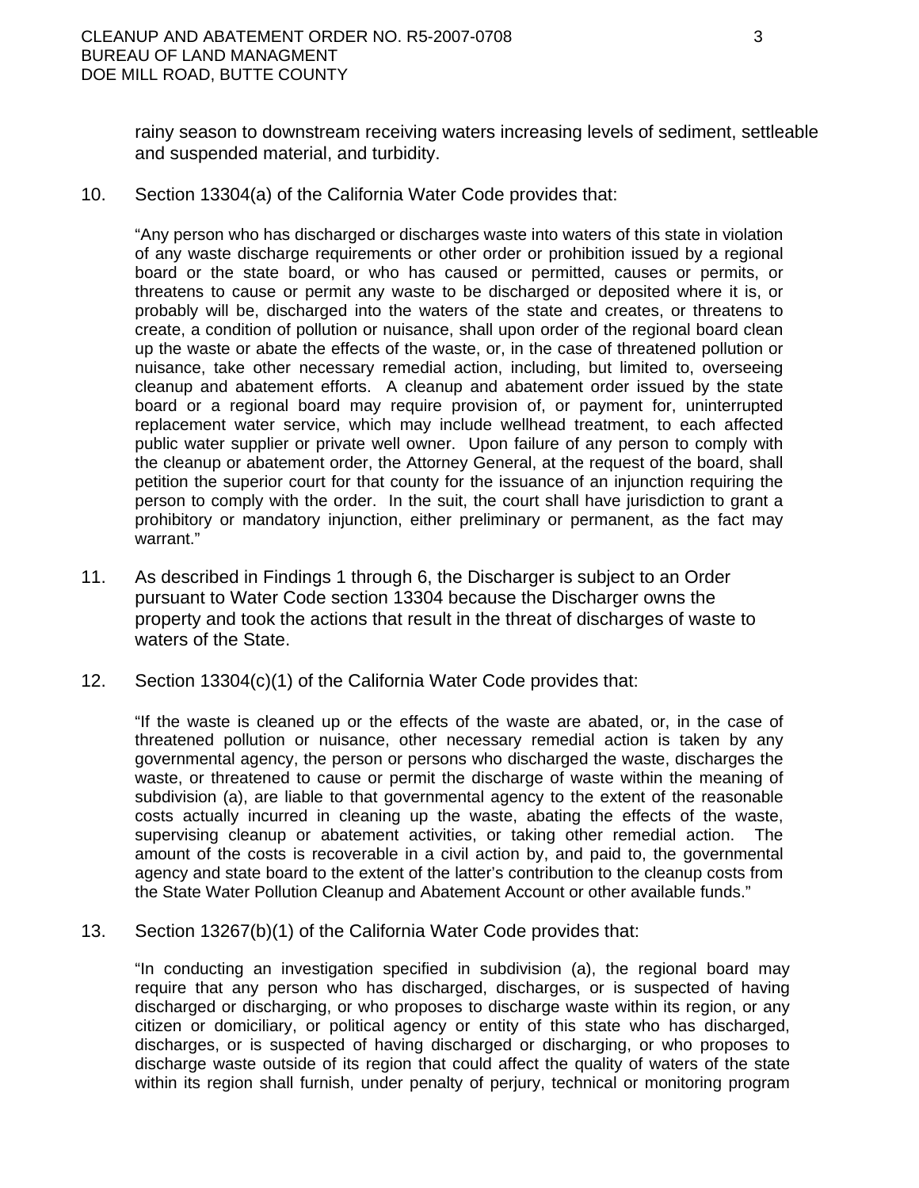rainy season to downstream receiving waters increasing levels of sediment, settleable and suspended material, and turbidity.

10. Section 13304(a) of the California Water Code provides that:

    "Any person who has discharged or discharges waste into waters of this state in violation of any waste discharge requirements or other order or prohibition issued by a regional board or the state board, or who has caused or permitted, causes or permits, or threatens to cause or permit any waste to be discharged or deposited where it is, or probably will be, discharged into the waters of the state and creates, or threatens to create, a condition of pollution or nuisance, shall upon order of the regional board clean up the waste or abate the effects of the waste, or, in the case of threatened pollution or nuisance, take other necessary remedial action, including, but limited to, overseeing cleanup and abatement efforts. A cleanup and abatement order issued by the state board or a regional board may require provision of, or payment for, uninterrupted replacement water service, which may include wellhead treatment, to each affected public water supplier or private well owner. Upon failure of any person to comply with the cleanup or abatement order, the Attorney General, at the request of the board, shall petition the superior court for that county for the issuance of an injunction requiring the person to comply with the order. In the suit, the court shall have jurisdiction to grant a prohibitory or mandatory injunction, either preliminary or permanent, as the fact may warrant."

11. As described in Findings 1 through 6, the Discharger is subject to an Order pursuant to Water Code section 13304 because the Discharger owns the property and took the actions that result in the threat of discharges of waste to waters of the State.

12. Section 13304(c)(1) of the California Water Code provides that:

    "If the waste is cleaned up or the effects of the waste are abated, or, in the case of threatened pollution or nuisance, other necessary remedial action is taken by any governmental agency, the person or persons who discharged the waste, discharges the waste, or threatened to cause or permit the discharge of waste within the meaning of subdivision (a), are liable to that governmental agency to the extent of the reasonable costs actually incurred in cleaning up the waste, abating the effects of the waste, supervising cleanup or abatement activities, or taking other remedial action. The amount of the costs is recoverable in a civil action by, and paid to, the governmental agency and state board to the extent of the latter's contribution to the cleanup costs from the State Water Pollution Cleanup and Abatement Account or other available funds."

13. Section 13267(b)(1) of the California Water Code provides that:

    "In conducting an investigation specified in subdivision (a), the regional board may require that any person who has discharged, discharges, or is suspected of having discharged or discharging, or who proposes to discharge waste within its region, or any citizen or domiciliary, or political agency or entity of this state who has discharged, discharges, or is suspected of having discharged or discharging, or who proposes to discharge waste outside of its region that could affect the quality of waters of the state within its region shall furnish, under penalty of perjury, technical or monitoring program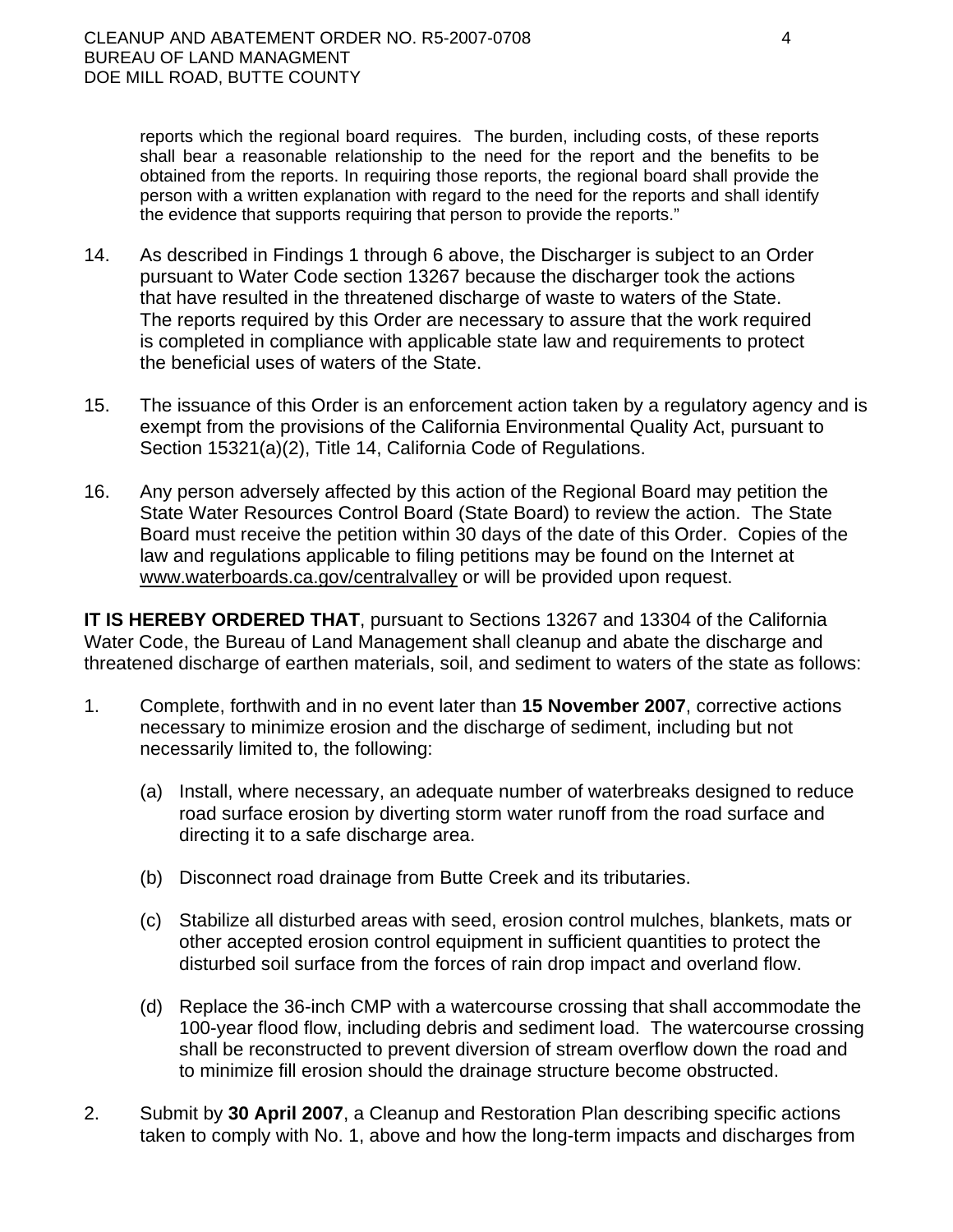reports which the regional board requires. The burden, including costs, of these reports shall bear a reasonable relationship to the need for the report and the benefits to be obtained from the reports. In requiring those reports, the regional board shall provide the person with a written explanation with regard to the need for the reports and shall identify the evidence that supports requiring that person to provide the reports."

14. As described in Findings 1 through 6 above, the Discharger is subject to an Order pursuant to Water Code section 13267 because the discharger took the actions that have resulted in the threatened discharge of waste to waters of the State. The reports required by this Order are necessary to assure that the work required is completed in compliance with applicable state law and requirements to protect the beneficial uses of waters of the State.

15. The issuance of this Order is an enforcement action taken by a regulatory agency and is exempt from the provisions of the California Environmental Quality Act, pursuant to Section 15321(a)(2), Title 14, California Code of Regulations.

16. Any person adversely affected by this action of the Regional Board may petition the State Water Resources Control Board (State Board) to review the action. The State Board must receive the petition within 30 days of the date of this Order. Copies of the law and regulations applicable to filing petitions may be found on the Internet at www.waterboards.ca.gov/centralvalley or will be provided upon request.

**IT IS HEREBY ORDERED THAT**, pursuant to Sections 13267 and 13304 of the California Water Code, the Bureau of Land Management shall cleanup and abate the discharge and threatened discharge of earthen materials, soil, and sediment to waters of the state as follows:

1. Complete, forthwith and in no event later than **15 November 2007**, corrective actions necessary to minimize erosion and the discharge of sediment, including but not necessarily limited to, the following:

   (a) Install, where necessary, an adequate number of waterbreaks designed to reduce road surface erosion by diverting storm water runoff from the road surface and directing it to a safe discharge area.

   (b) Disconnect road drainage from Butte Creek and its tributaries.

   (c) Stabilize all disturbed areas with seed, erosion control mulches, blankets, mats or other accepted erosion control equipment in sufficient quantities to protect the disturbed soil surface from the forces of rain drop impact and overland flow.

   (d) Replace the 36-inch CMP with a watercourse crossing that shall accommodate the 100-year flood flow, including debris and sediment load. The watercourse crossing shall be reconstructed to prevent diversion of stream overflow down the road and to minimize fill erosion should the drainage structure become obstructed.

2. Submit by **30 April 2007**, a Cleanup and Restoration Plan describing specific actions taken to comply with No. 1, above and how the long-term impacts and discharges from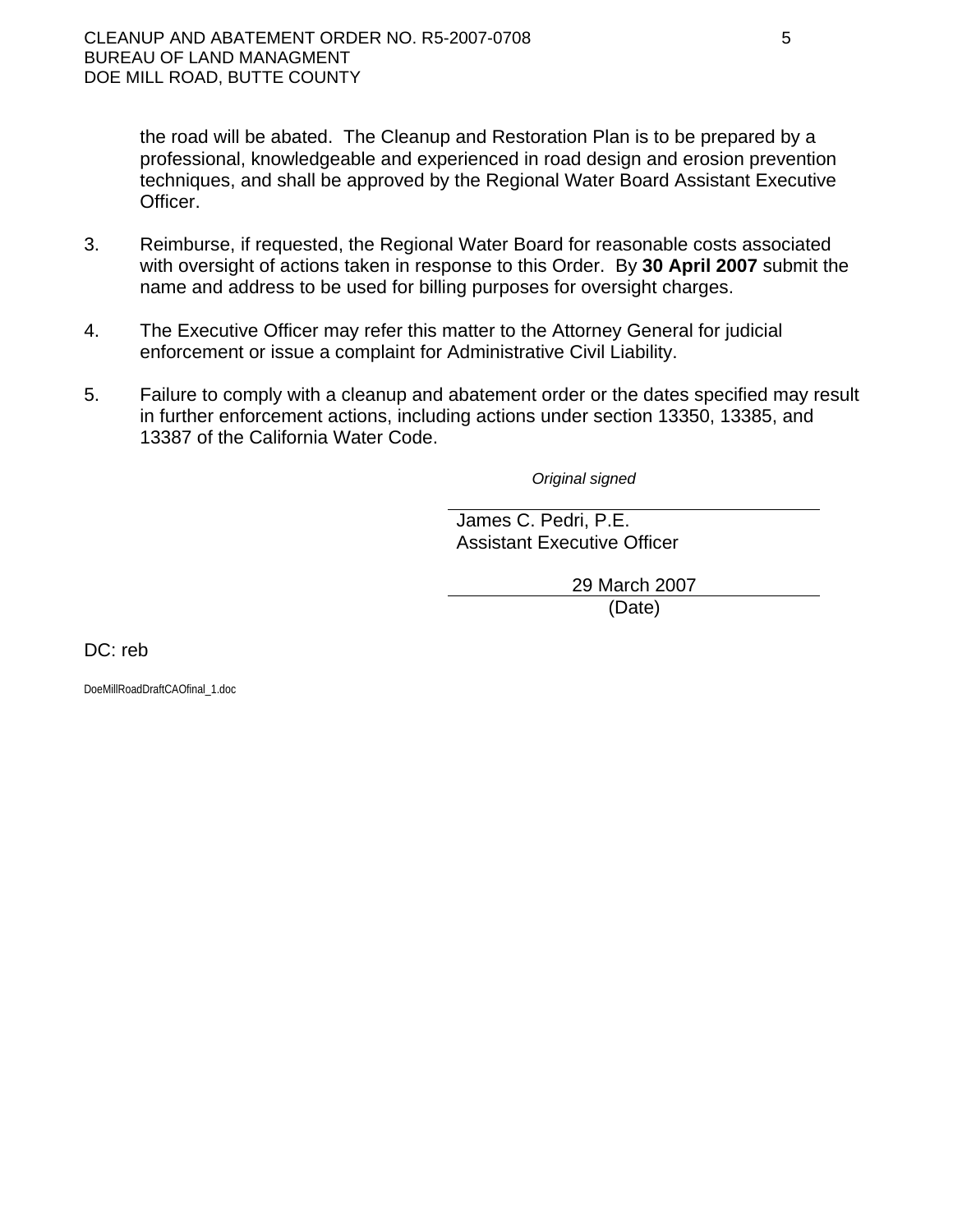the road will be abated. The Cleanup and Restoration Plan is to be prepared by a professional, knowledgeable and experienced in road design and erosion prevention techniques, and shall be approved by the Regional Water Board Assistant Executive Officer.

3. Reimburse, if requested, the Regional Water Board for reasonable costs associated with oversight of actions taken in response to this Order. By **30 April 2007** submit the name and address to be used for billing purposes for oversight charges.

4. The Executive Officer may refer this matter to the Attorney General for judicial enforcement or issue a complaint for Administrative Civil Liability.

5. Failure to comply with a cleanup and abatement order or the dates specified may result in further enforcement actions, including actions under section 13350, 13385, and 13387 of the California Water Code.

*Original signed*

James C. Pedri, P.E.
Assistant Executive Officer

29 March 2007
(Date)

DC: reb

DoeMillRoadDraftCAOfinal_1.doc